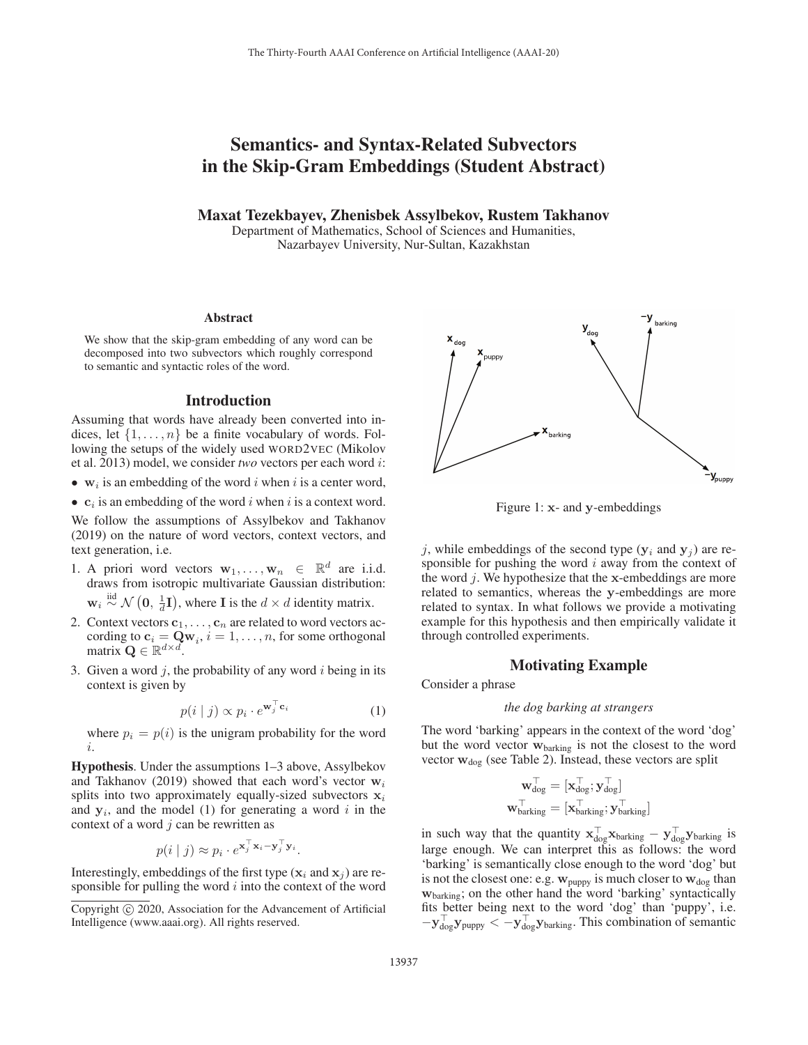# Semantics- and Syntax-Related Subvectors in the Skip-Gram Embeddings (Student Abstract)

**Maxat Tezekbayev, Zhenisbek Assylbekov, Rustem Takhanov**

Department of Mathematics, School of Sciences and Humanities,
Nazarbayev University, Nur-Sultan, Kazakhstan

### Abstract

We show that the skip-gram embedding of any word can be decomposed into two subvectors which roughly correspond to semantic and syntactic roles of the word.

## Introduction

Assuming that words have already been converted into indices, let $\{1, \ldots, n\}$ be a finite vocabulary of words. Following the setups of the widely used WORD2VEC (Mikolov et al. 2013) model, we consider *two* vectors per each word $i$:

- $\mathbf{w}_i$ is an embedding of the word $i$ when $i$ is a center word,
- $\mathbf{c}_i$ is an embedding of the word $i$ when $i$ is a context word.

We follow the assumptions of Assylbekov and Takhanov (2019) on the nature of word vectors, context vectors, and text generation, i.e.

1. A priori word vectors $\mathbf{w}_1, \ldots, \mathbf{w}_n \in \mathbb{R}^d$ are i.i.d. draws from isotropic multivariate Gaussian distribution: $\mathbf{w}_i \overset{\text{iid}}{\sim} \mathcal{N}\left(\mathbf{0}, \frac{1}{d}\mathbf{I}\right)$, where $\mathbf{I}$ is the $d \times d$ identity matrix.
2. Context vectors $\mathbf{c}_1, \ldots, \mathbf{c}_n$ are related to word vectors according to $\mathbf{c}_i = \mathbf{Q}\mathbf{w}_i$, $i = 1, \ldots, n$, for some orthogonal matrix $\mathbf{Q} \in \mathbb{R}^{d \times d}$.
3. Given a word $j$, the probability of any word $i$ being in its context is given by
$$p(i \mid j) \propto p_i \cdot e^{\mathbf{w}_j^\top \mathbf{c}_i} \tag{1}$$
where $p_i = p(i)$ is the unigram probability for the word $i$.

**Hypothesis**. Under the assumptions 1–3 above, Assylbekov and Takhanov (2019) showed that each word's vector $\mathbf{w}_i$ splits into two approximately equally-sized subvectors $\mathbf{x}_i$ and $\mathbf{y}_i$, and the model (1) for generating a word $i$ in the context of a word $j$ can be rewritten as

$$p(i \mid j) \approx p_i \cdot e^{\mathbf{x}_j^\top \mathbf{x}_i - \mathbf{y}_j^\top \mathbf{y}_i}.$$

Interestingly, embeddings of the first type ($\mathbf{x}_i$ and $\mathbf{x}_j$) are responsible for pulling the word $i$ into the context of the word $j$, while embeddings of the second type ($\mathbf{y}_i$ and $\mathbf{y}_j$) are responsible for pushing the word $i$ away from the context of the word $j$. We hypothesize that the $\mathbf{x}$-embeddings are more related to semantics, whereas the $\mathbf{y}$-embeddings are more related to syntax. In what follows we provide a motivating example for this hypothesis and then empirically validate it through controlled experiments.

Figure 1: $\mathbf{x}$- and $\mathbf{y}$-embeddings

## Motivating Example

Consider a phrase

*the dog barking at strangers*

The word 'barking' appears in the context of the word 'dog' but the word vector $\mathbf{w}_{\text{barking}}$ is not the closest to the word vector $\mathbf{w}_{\text{dog}}$ (see Table 2). Instead, these vectors are split

$$\mathbf{w}_{\text{dog}}^\top = [\mathbf{x}_{\text{dog}}^\top; \mathbf{y}_{\text{dog}}^\top]$$
$$\mathbf{w}_{\text{barking}}^\top = [\mathbf{x}_{\text{barking}}^\top; \mathbf{y}_{\text{barking}}^\top]$$

in such way that the quantity $\mathbf{x}_{\text{dog}}^\top \mathbf{x}_{\text{barking}} - \mathbf{y}_{\text{dog}}^\top \mathbf{y}_{\text{barking}}$ is large enough. We can interpret this as follows: the word 'barking' is semantically close enough to the word 'dog' but is not the closest one: e.g. $\mathbf{w}_{\text{puppy}}$ is much closer to $\mathbf{w}_{\text{dog}}$ than $\mathbf{w}_{\text{barking}}$; on the other hand the word 'barking' syntactically fits better being next to the word 'dog' than 'puppy', i.e. $-\mathbf{y}_{\text{dog}}^\top \mathbf{y}_{\text{puppy}} < -\mathbf{y}_{\text{dog}}^\top \mathbf{y}_{\text{barking}}$. This combination of semantic

Copyright © 2020, Association for the Advancement of Artificial Intelligence (www.aaai.org). All rights reserved.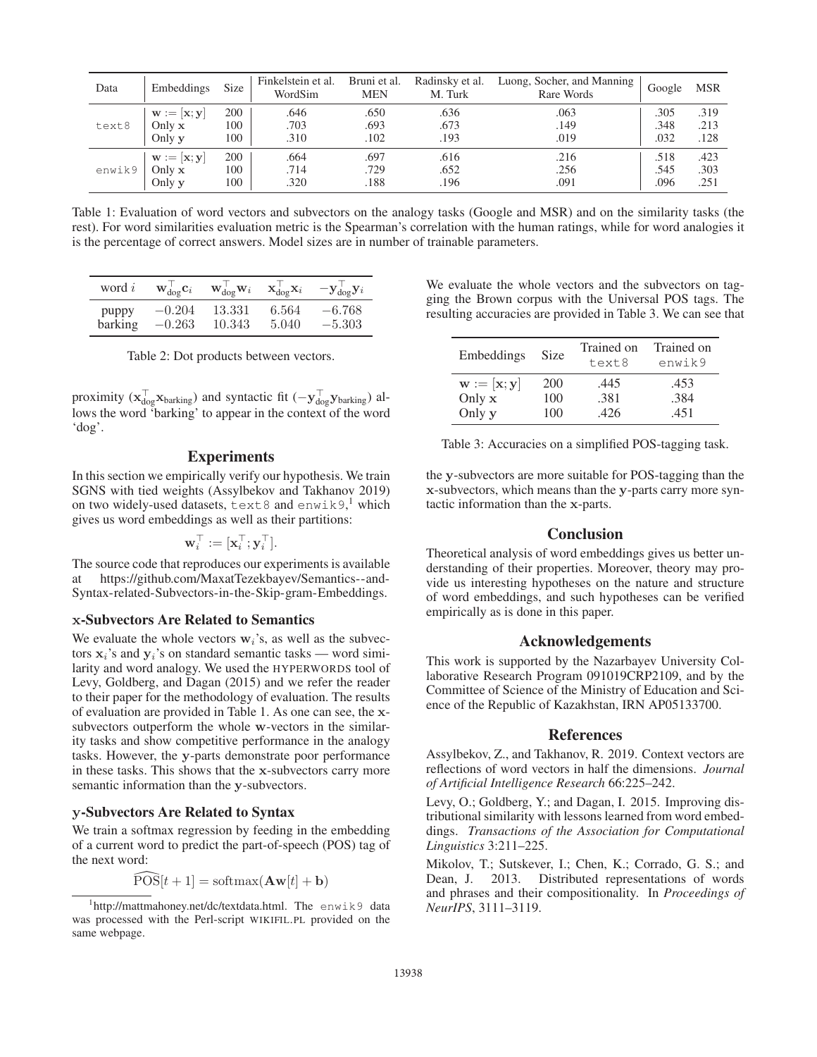| Data | Embeddings | Size | Finkelstein et al. WordSim | Bruni et al. MEN | Radinsky et al. M. Turk | Luong, Socher, and Manning Rare Words | Google | MSR |
|---|---|---|---|---|---|---|---|---|
| text8 | $\mathbf{w} := [\mathbf{x}; \mathbf{y}]$ | 200 | .646 | .650 | .636 | .063 | .305 | .319 |
| | Only $\mathbf{x}$ | 100 | .703 | .693 | .673 | .149 | .348 | .213 |
| | Only $\mathbf{y}$ | 100 | .310 | .102 | .193 | .019 | .032 | .128 |
| enwik9 | $\mathbf{w} := [\mathbf{x}; \mathbf{y}]$ | 200 | .664 | .697 | .616 | .216 | .518 | .423 |
| | Only $\mathbf{x}$ | 100 | .714 | .729 | .652 | .256 | .545 | .303 |
| | Only $\mathbf{y}$ | 100 | .320 | .188 | .196 | .091 | .096 | .251 |

Table 1: Evaluation of word vectors and subvectors on the analogy tasks (Google and MSR) and on the similarity tasks (the rest). For word similarities evaluation metric is the Spearman's correlation with the human ratings, while for word analogies it is the percentage of correct answers. Model sizes are in number of trainable parameters.

| word $i$ | $\mathbf{w}_{\text{dog}}^\top \mathbf{c}_i$ | $\mathbf{w}_{\text{dog}}^\top \mathbf{w}_i$ | $\mathbf{x}_{\text{dog}}^\top \mathbf{x}_i$ | $-\mathbf{y}_{\text{dog}}^\top \mathbf{y}_i$ |
|---|---|---|---|---|
| puppy | $-0.204$ | $13.331$ | $6.564$ | $-6.768$ |
| barking | $-0.263$ | $10.343$ | $5.040$ | $-5.303$ |

Table 2: Dot products between vectors.

proximity ($\mathbf{x}_{\text{dog}}^\top \mathbf{x}_{\text{barking}}$) and syntactic fit ($-\mathbf{y}_{\text{dog}}^\top \mathbf{y}_{\text{barking}}$) allows the word 'barking' to appear in the context of the word 'dog'.

## Experiments

In this section we empirically verify our hypothesis. We train SGNS with tied weights (Assylbekov and Takhanov 2019) on two widely-used datasets, text8 and enwik9,[1] which gives us word embeddings as well as their partitions:

$$\mathbf{w}_i^\top := [\mathbf{x}_i^\top; \mathbf{y}_i^\top].$$

The source code that reproduces our experiments is available at https://github.com/MaxatTezekbayev/Semantics--and-Syntax-related-Subvectors-in-the-Skip-gram-Embeddings.

### x-Subvectors Are Related to Semantics

We evaluate the whole vectors $\mathbf{w}_i$'s, as well as the subvectors $\mathbf{x}_i$'s and $\mathbf{y}_i$'s on standard semantic tasks — word similarity and word analogy. We used the HYPERWORDS tool of Levy, Goldberg, and Dagan (2015) and we refer the reader to their paper for the methodology of evaluation. The results of evaluation are provided in Table 1. As one can see, the $\mathbf{x}$-subvectors outperform the whole $\mathbf{w}$-vectors in the similarity tasks and show competitive performance in the analogy tasks. However, the $\mathbf{y}$-parts demonstrate poor performance in these tasks. This shows that the $\mathbf{x}$-subvectors carry more semantic information than the $\mathbf{y}$-subvectors.

### y-Subvectors Are Related to Syntax

We train a softmax regression by feeding in the embedding of a current word to predict the part-of-speech (POS) tag of the next word:

$$\widehat{\text{POS}}[t+1] = \text{softmax}(\mathbf{A}\mathbf{w}[t] + \mathbf{b})$$

We evaluate the whole vectors and the subvectors on tagging the Brown corpus with the Universal POS tags. The resulting accuracies are provided in Table 3. We can see that

| Embeddings | Size | Trained on text8 | Trained on enwik9 |
|---|---|---|---|
| $\mathbf{w} := [\mathbf{x}; \mathbf{y}]$ | 200 | .445 | .453 |
| Only $\mathbf{x}$ | 100 | .381 | .384 |
| Only $\mathbf{y}$ | 100 | .426 | .451 |

Table 3: Accuracies on a simplified POS-tagging task.

the $\mathbf{y}$-subvectors are more suitable for POS-tagging than the $\mathbf{x}$-subvectors, which means than the $\mathbf{y}$-parts carry more syntactic information than the $\mathbf{x}$-parts.

## Conclusion

Theoretical analysis of word embeddings gives us better understanding of their properties. Moreover, theory may provide us interesting hypotheses on the nature and structure of word embeddings, and such hypotheses can be verified empirically as is done in this paper.

## Acknowledgements

This work is supported by the Nazarbayev University Collaborative Research Program 091019CRP2109, and by the Committee of Science of the Ministry of Education and Science of the Republic of Kazakhstan, IRN AP05133700.

## References

Assylbekov, Z., and Takhanov, R. 2019. Context vectors are reflections of word vectors in half the dimensions. *Journal of Artificial Intelligence Research* 66:225–242.

Levy, O.; Goldberg, Y.; and Dagan, I. 2015. Improving distributional similarity with lessons learned from word embeddings. *Transactions of the Association for Computational Linguistics* 3:211–225.

Mikolov, T.; Sutskever, I.; Chen, K.; Corrado, G. S.; and Dean, J. 2013. Distributed representations of words and phrases and their compositionality. In *Proceedings of NeurIPS*, 3111–3119.

[1] http://mattmahoney.net/dc/textdata.html. The enwik9 data was processed with the Perl-script WIKIFIL.PL provided on the same webpage.